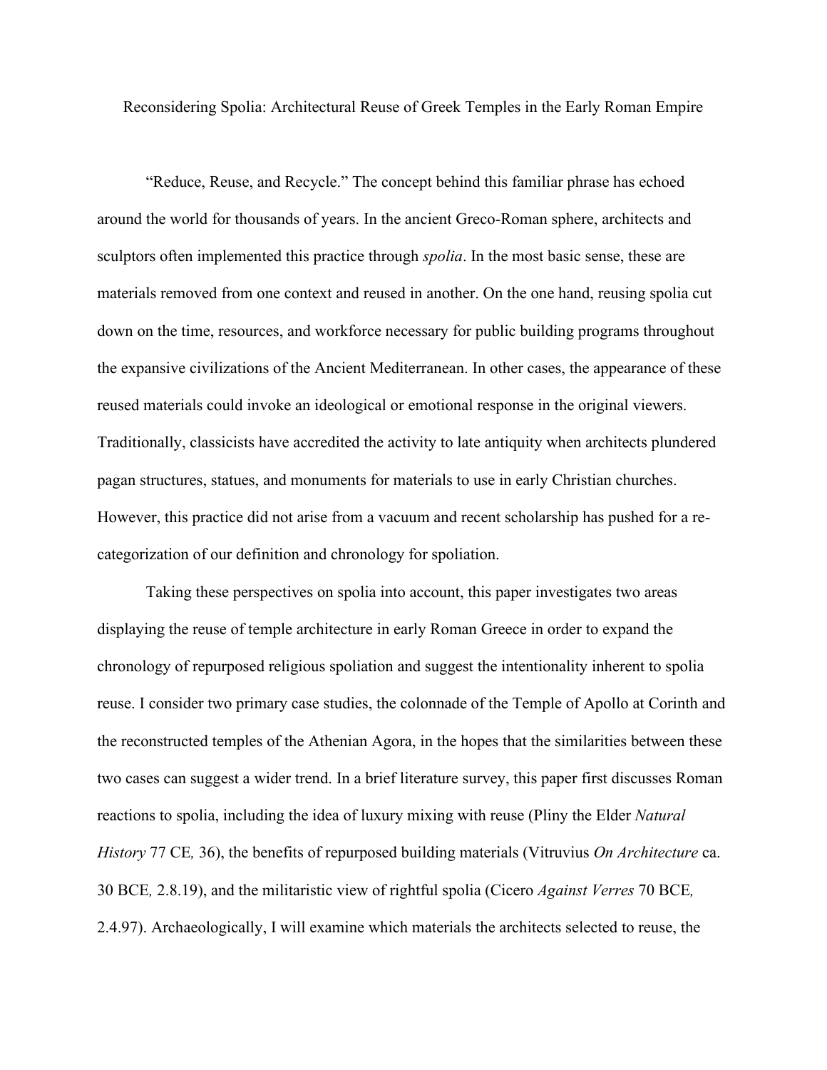# Reconsidering Spolia: Architectural Reuse of Greek Temples in the Early Roman Empire

"Reduce, Reuse, and Recycle." The concept behind this familiar phrase has echoed around the world for thousands of years. In the ancient Greco-Roman sphere, architects and sculptors often implemented this practice through *spolia*. In the most basic sense, these are materials removed from one context and reused in another. On the one hand, reusing spolia cut down on the time, resources, and workforce necessary for public building programs throughout the expansive civilizations of the Ancient Mediterranean. In other cases, the appearance of these reused materials could invoke an ideological or emotional response in the original viewers. Traditionally, classicists have accredited the activity to late antiquity when architects plundered pagan structures, statues, and monuments for materials to use in early Christian churches. However, this practice did not arise from a vacuum and recent scholarship has pushed for a re-categorization of our definition and chronology for spoliation.

Taking these perspectives on spolia into account, this paper investigates two areas displaying the reuse of temple architecture in early Roman Greece in order to expand the chronology of repurposed religious spoliation and suggest the intentionality inherent to spolia reuse. I consider two primary case studies, the colonnade of the Temple of Apollo at Corinth and the reconstructed temples of the Athenian Agora, in the hopes that the similarities between these two cases can suggest a wider trend. In a brief literature survey, this paper first discusses Roman reactions to spolia, including the idea of luxury mixing with reuse (Pliny the Elder *Natural History* 77 CE*,* 36), the benefits of repurposed building materials (Vitruvius *On Architecture* ca. 30 BCE*,* 2.8.19), and the militaristic view of rightful spolia (Cicero *Against Verres* 70 BCE*,* 2.4.97). Archaeologically, I will examine which materials the architects selected to reuse, the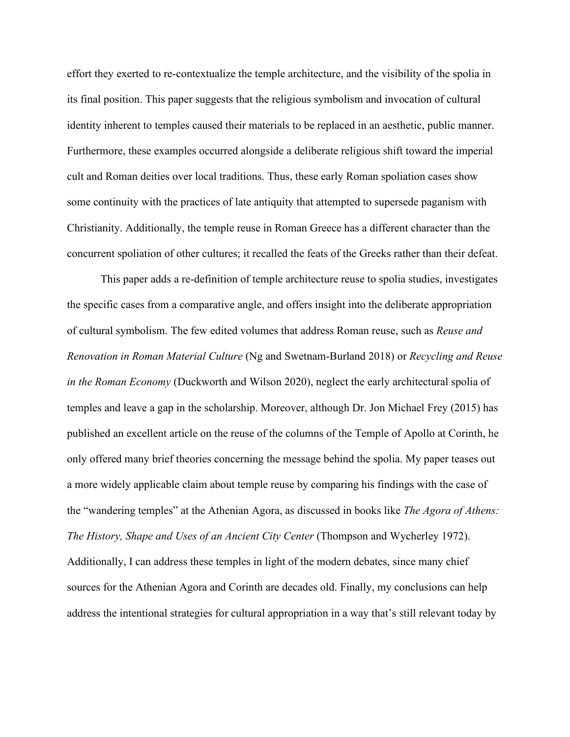effort they exerted to re-contextualize the temple architecture, and the visibility of the spolia in its final position. This paper suggests that the religious symbolism and invocation of cultural identity inherent to temples caused their materials to be replaced in an aesthetic, public manner. Furthermore, these examples occurred alongside a deliberate religious shift toward the imperial cult and Roman deities over local traditions. Thus, these early Roman spoliation cases show some continuity with the practices of late antiquity that attempted to supersede paganism with Christianity. Additionally, the temple reuse in Roman Greece has a different character than the concurrent spoliation of other cultures; it recalled the feats of the Greeks rather than their defeat.

This paper adds a re-definition of temple architecture reuse to spolia studies, investigates the specific cases from a comparative angle, and offers insight into the deliberate appropriation of cultural symbolism. The few edited volumes that address Roman reuse, such as *Reuse and Renovation in Roman Material Culture* (Ng and Swetnam-Burland 2018) or *Recycling and Reuse in the Roman Economy* (Duckworth and Wilson 2020), neglect the early architectural spolia of temples and leave a gap in the scholarship. Moreover, although Dr. Jon Michael Frey (2015) has published an excellent article on the reuse of the columns of the Temple of Apollo at Corinth, he only offered many brief theories concerning the message behind the spolia. My paper teases out a more widely applicable claim about temple reuse by comparing his findings with the case of the "wandering temples" at the Athenian Agora, as discussed in books like *The Agora of Athens: The History, Shape and Uses of an Ancient City Center* (Thompson and Wycherley 1972). Additionally, I can address these temples in light of the modern debates, since many chief sources for the Athenian Agora and Corinth are decades old. Finally, my conclusions can help address the intentional strategies for cultural appropriation in a way that's still relevant today by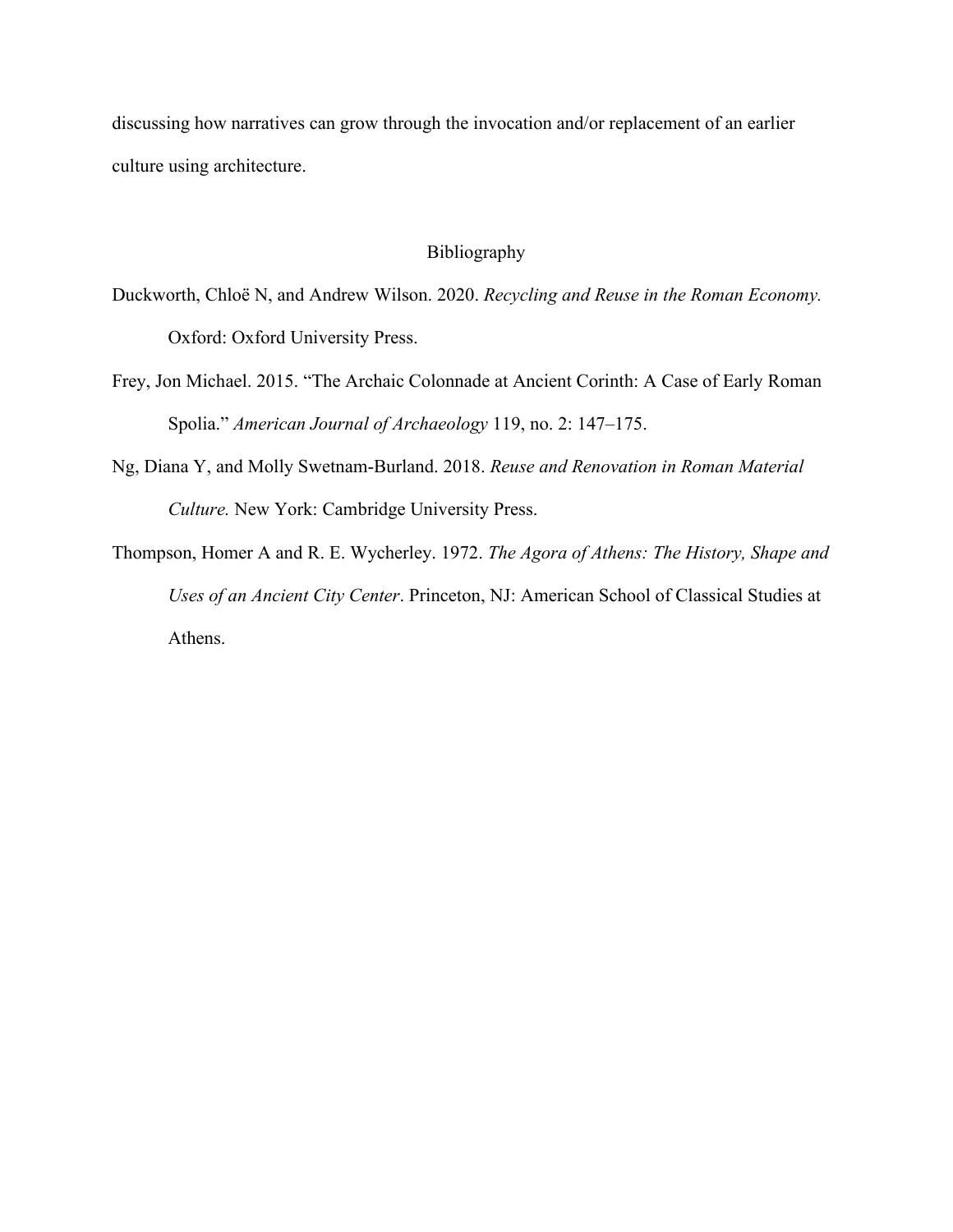discussing how narratives can grow through the invocation and/or replacement of an earlier culture using architecture.

## Bibliography

Duckworth, Chloë N, and Andrew Wilson. 2020. *Recycling and Reuse in the Roman Economy.* Oxford: Oxford University Press.

Frey, Jon Michael. 2015. "The Archaic Colonnade at Ancient Corinth: A Case of Early Roman Spolia." *American Journal of Archaeology* 119, no. 2: 147–175.

Ng, Diana Y, and Molly Swetnam-Burland. 2018. *Reuse and Renovation in Roman Material Culture.* New York: Cambridge University Press.

Thompson, Homer A and R. E. Wycherley. 1972. *The Agora of Athens: The History, Shape and Uses of an Ancient City Center*. Princeton, NJ: American School of Classical Studies at Athens.